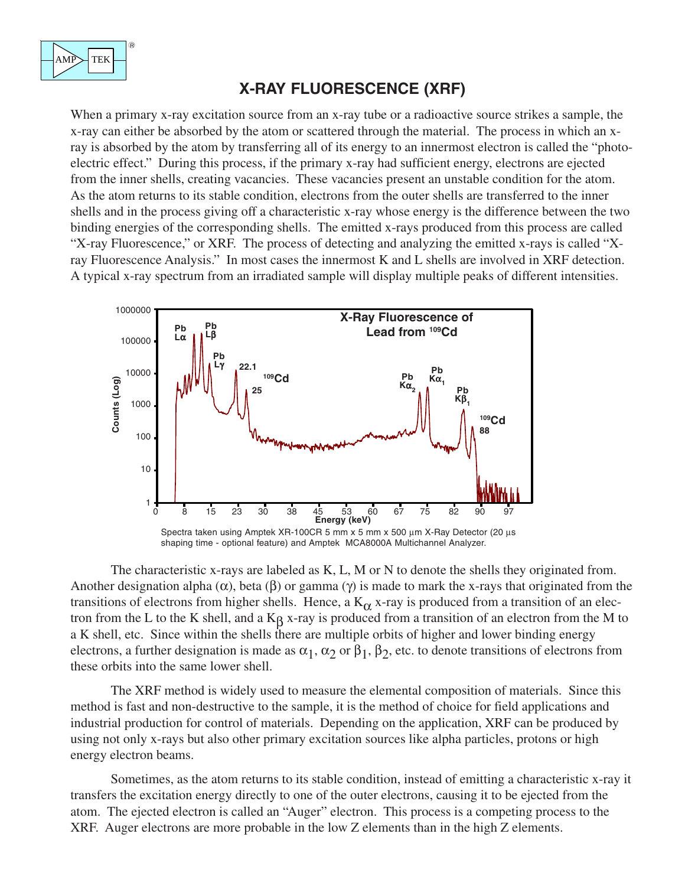# X-RAY FLUORESCENCE (XRF)

When a primary x-ray excitation source from an x-ray tube or a radioactive source strikes a sample, the x-ray can either be absorbed by the atom or scattered through the material. The process in which an x-ray is absorbed by the atom by transferring all of its energy to an innermost electron is called the "photo-electric effect." During this process, if the primary x-ray had sufficient energy, electrons are ejected from the inner shells, creating vacancies. These vacancies present an unstable condition for the atom. As the atom returns to its stable condition, electrons from the outer shells are transferred to the inner shells and in the process giving off a characteristic x-ray whose energy is the difference between the two binding energies of the corresponding shells. The emitted x-rays produced from this process are called "X-ray Fluorescence," or XRF. The process of detecting and analyzing the emitted x-rays is called "X-ray Fluorescence Analysis." In most cases the innermost K and L shells are involved in XRF detection. A typical x-ray spectrum from an irradiated sample will display multiple peaks of different intensities.

X-Ray Fluorescence of Lead from $^{109}$Cd

Counts (Log)

Energy (keV)

Pb Lα
Pb Lβ
Pb Lγ
22.1
25
$^{109}$Cd
Pb $K\alpha_2$
Pb $K\alpha_1$
Pb $K\beta_1$
$^{109}$Cd
88

Spectra taken using Amptek XR-100CR 5 mm x 5 mm x 500 µm X-Ray Detector (20 µs shaping time - optional feature) and Amptek MCA8000A Multichannel Analyzer.

The characteristic x-rays are labeled as K, L, M or N to denote the shells they originated from. Another designation alpha (α), beta (β) or gamma (γ) is made to mark the x-rays that originated from the transitions of electrons from higher shells. Hence, a $K_\alpha$ x-ray is produced from a transition of an electron from the L to the K shell, and a $K_\beta$ x-ray is produced from a transition of an electron from the M to a K shell, etc. Since within the shells there are multiple orbits of higher and lower binding energy electrons, a further designation is made as $\alpha_1$, $\alpha_2$ or $\beta_1$, $\beta_2$, etc. to denote transitions of electrons from these orbits into the same lower shell.

The XRF method is widely used to measure the elemental composition of materials. Since this method is fast and non-destructive to the sample, it is the method of choice for field applications and industrial production for control of materials. Depending on the application, XRF can be produced by using not only x-rays but also other primary excitation sources like alpha particles, protons or high energy electron beams.

Sometimes, as the atom returns to its stable condition, instead of emitting a characteristic x-ray it transfers the excitation energy directly to one of the outer electrons, causing it to be ejected from the atom. The ejected electron is called an "Auger" electron. This process is a competing process to the XRF. Auger electrons are more probable in the low Z elements than in the high Z elements.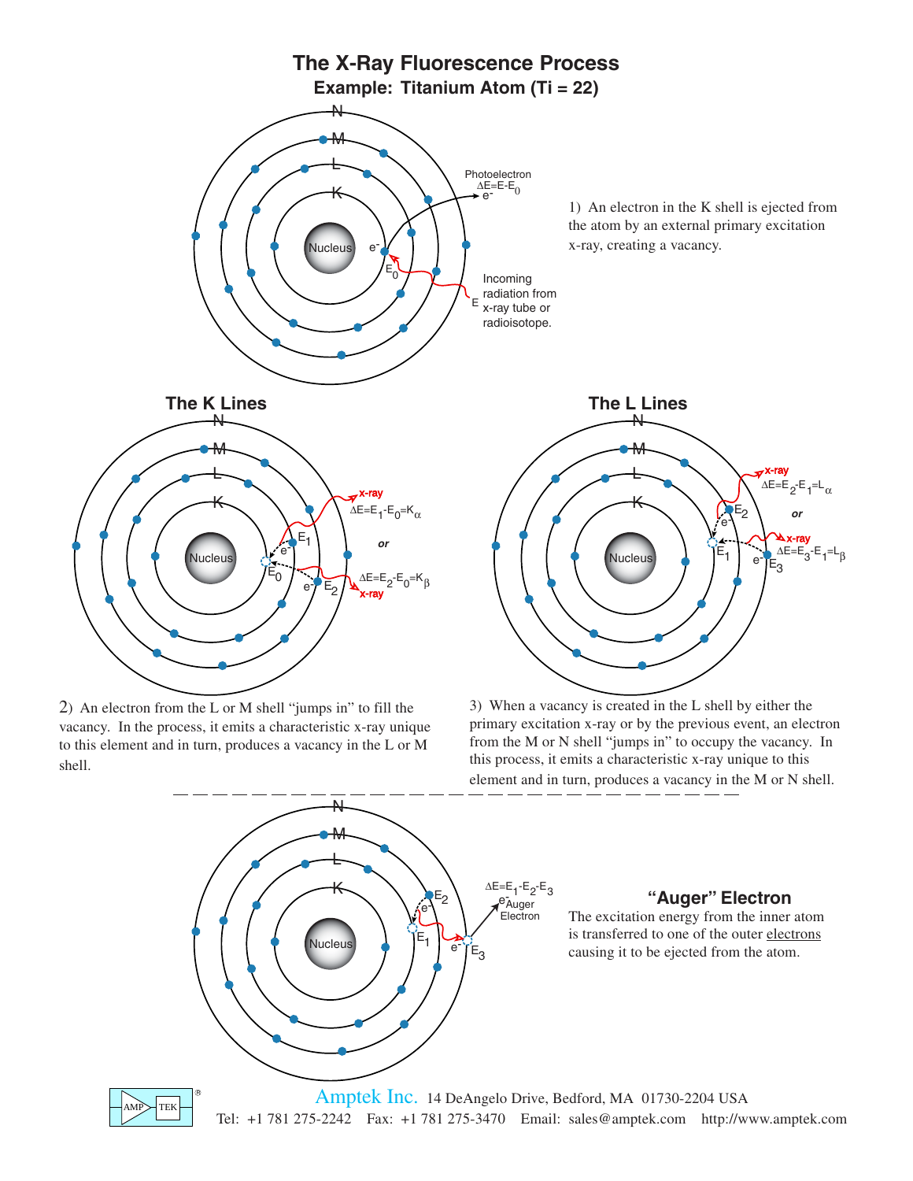# The X-Ray Fluorescence Process

## Example: Titanium Atom (Ti = 22)

N

M

L

K

Nucleus

Photoelectron

$\Delta E = E - E_0$

$e^-$

$e^-$

$E_0$

Incoming radiation from x-ray tube or radioisotope.

E

1) An electron in the K shell is ejected from the atom by an external primary excitation x-ray, creating a vacancy.

## The K Lines

N

M

L

K

Nucleus

x-ray

$\Delta E = E_1 - E_0 = K_\alpha$

$E_1$

$e^-$

$E_0$

or

$e^-$ $E_2$

$\Delta E = E_2 - E_0 = K_\beta$

x-ray

2) An electron from the L or M shell "jumps in" to fill the vacancy. In the process, it emits a characteristic x-ray unique to this element and in turn, produces a vacancy in the L or M shell.

## The L Lines

N

M

L

K

Nucleus

x-ray

$\Delta E = E_2 - E_1 = L_\alpha$

$E_2$

$e^-$

$E_1$

or

x-ray

$\Delta E = E_3 - E_1 = L_\beta$

$e^-$ $E_3$

3) When a vacancy is created in the L shell by either the primary excitation x-ray or by the previous event, an electron from the M or N shell "jumps in" to occupy the vacancy. In this process, it emits a characteristic x-ray unique to this element and in turn, produces a vacancy in the M or N shell.

---

N

M

L

K

Nucleus

$E_2$

$e^-$

$E_1$

$e^-$ $E_3$

$\Delta E = E_1 - E_2 - E_3$

$e^-$ Auger Electron

## "Auger" Electron

The excitation energy from the inner atom is transferred to one of the outer electrons causing it to be ejected from the atom.

AMP TEK®

Amptek Inc. 14 DeAngelo Drive, Bedford, MA 01730-2204 USA

Tel: +1 781 275-2242 Fax: +1 781 275-3470 Email: sales@amptek.com http://www.amptek.com